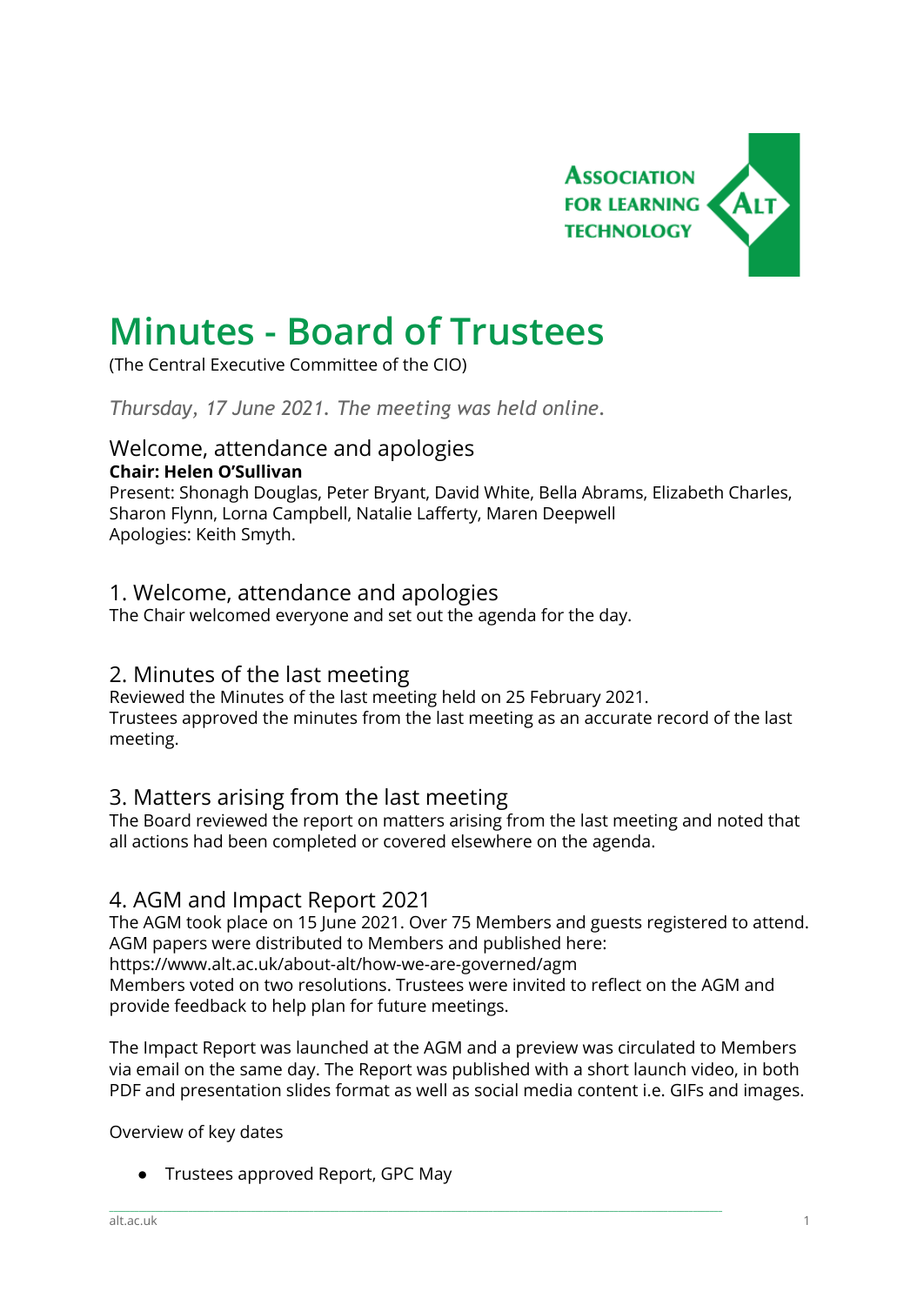# Minutes - Board of Trustees

(The Central Executive Committee of the CIO)

*Thursday, 17 June 2021. The meeting was held online.*

## Welcome, attendance and apologies

**Chair: Helen O'Sullivan**

Present: Shonagh Douglas, Peter Bryant, David White, Bella Abrams, Elizabeth Charles, Sharon Flynn, Lorna Campbell, Natalie Lafferty, Maren Deepwell

Apologies: Keith Smyth.

## 1. Welcome, attendance and apologies

The Chair welcomed everyone and set out the agenda for the day.

## 2. Minutes of the last meeting

Reviewed the Minutes of the last meeting held on 25 February 2021.

Trustees approved the minutes from the last meeting as an accurate record of the last meeting.

## 3. Matters arising from the last meeting

The Board reviewed the report on matters arising from the last meeting and noted that all actions had been completed or covered elsewhere on the agenda.

## 4. AGM and Impact Report 2021

The AGM took place on 15 June 2021. Over 75 Members and guests registered to attend. AGM papers were distributed to Members and published here: https://www.alt.ac.uk/about-alt/how-we-are-governed/agm

Members voted on two resolutions. Trustees were invited to reflect on the AGM and provide feedback to help plan for future meetings.

The Impact Report was launched at the AGM and a preview was circulated to Members via email on the same day. The Report was published with a short launch video, in both PDF and presentation slides format as well as social media content i.e. GIFs and images.

Overview of key dates

- Trustees approved Report, GPC May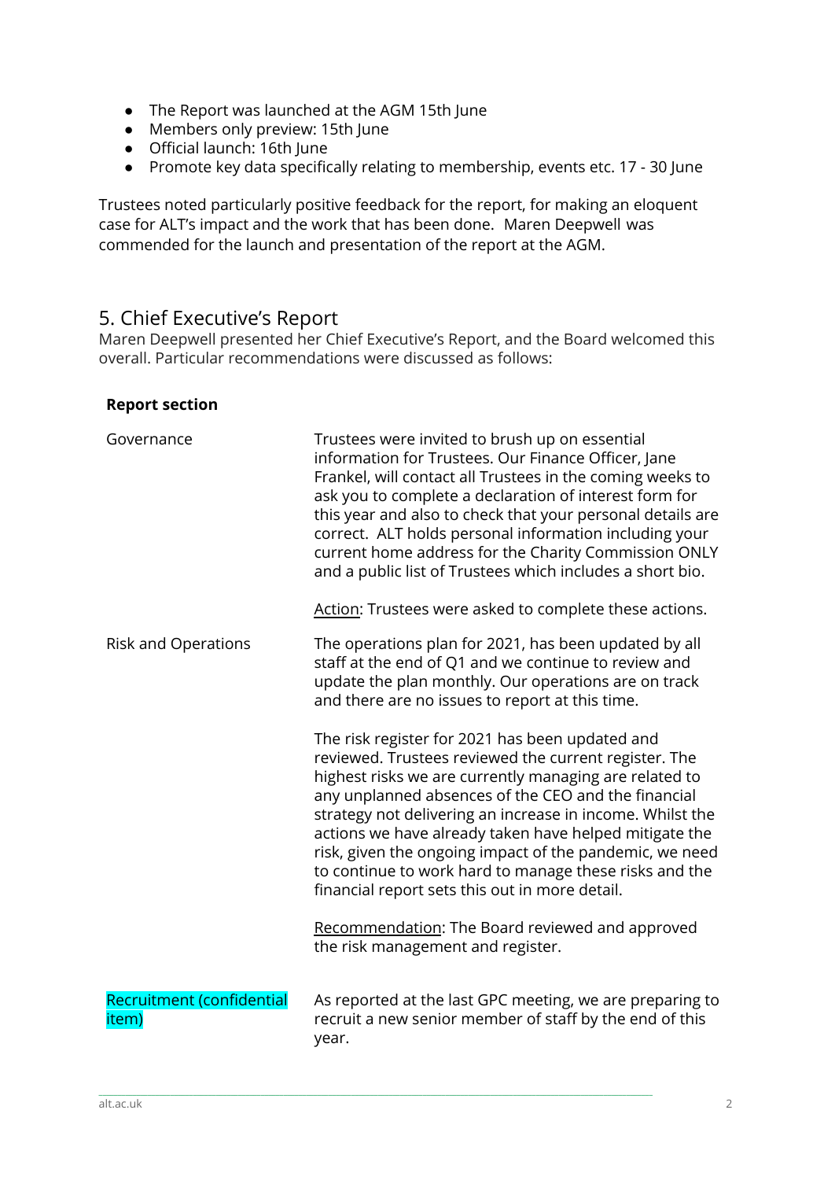- The Report was launched at the AGM 15th June
- Members only preview: 15th June
- Official launch: 16th June
- Promote key data specifically relating to membership, events etc. 17 - 30 June

Trustees noted particularly positive feedback for the report, for making an eloquent case for ALT's impact and the work that has been done. Maren Deepwell was commended for the launch and presentation of the report at the AGM.

## 5. Chief Executive's Report

Maren Deepwell presented her Chief Executive's Report, and the Board welcomed this overall. Particular recommendations were discussed as follows:

| **Report section** | |
|---|---|
| Governance | Trustees were invited to brush up on essential information for Trustees. Our Finance Officer, Jane Frankel, will contact all Trustees in the coming weeks to ask you to complete a declaration of interest form for this year and also to check that your personal details are correct. ALT holds personal information including your current home address for the Charity Commission ONLY and a public list of Trustees which includes a short bio.<br><br>Action: Trustees were asked to complete these actions. |
| Risk and Operations | The operations plan for 2021, has been updated by all staff at the end of Q1 and we continue to review and update the plan monthly. Our operations are on track and there are no issues to report at this time.<br><br>The risk register for 2021 has been updated and reviewed. Trustees reviewed the current register. The highest risks we are currently managing are related to any unplanned absences of the CEO and the financial strategy not delivering an increase in income. Whilst the actions we have already taken have helped mitigate the risk, given the ongoing impact of the pandemic, we need to continue to work hard to manage these risks and the financial report sets this out in more detail.<br><br>Recommendation: The Board reviewed and approved the risk management and register. |
| Recruitment (confidential item) | As reported at the last GPC meeting, we are preparing to recruit a new senior member of staff by the end of this year. |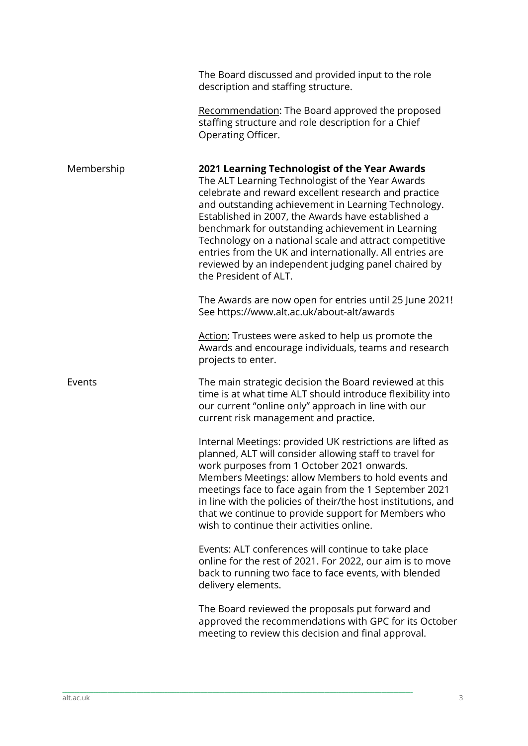The Board discussed and provided input to the role description and staffing structure.

Recommendation: The Board approved the proposed staffing structure and role description for a Chief Operating Officer.

Membership

**2021 Learning Technologist of the Year Awards**

The ALT Learning Technologist of the Year Awards celebrate and reward excellent research and practice and outstanding achievement in Learning Technology. Established in 2007, the Awards have established a benchmark for outstanding achievement in Learning Technology on a national scale and attract competitive entries from the UK and internationally. All entries are reviewed by an independent judging panel chaired by the President of ALT.

The Awards are now open for entries until 25 June 2021! See https://www.alt.ac.uk/about-alt/awards

Action: Trustees were asked to help us promote the Awards and encourage individuals, teams and research projects to enter.

Events

The main strategic decision the Board reviewed at this time is at what time ALT should introduce flexibility into our current "online only" approach in line with our current risk management and practice.

Internal Meetings: provided UK restrictions are lifted as planned, ALT will consider allowing staff to travel for work purposes from 1 October 2021 onwards.
Members Meetings: allow Members to hold events and meetings face to face again from the 1 September 2021 in line with the policies of their/the host institutions, and that we continue to provide support for Members who wish to continue their activities online.

Events: ALT conferences will continue to take place online for the rest of 2021. For 2022, our aim is to move back to running two face to face events, with blended delivery elements.

The Board reviewed the proposals put forward and approved the recommendations with GPC for its October meeting to review this decision and final approval.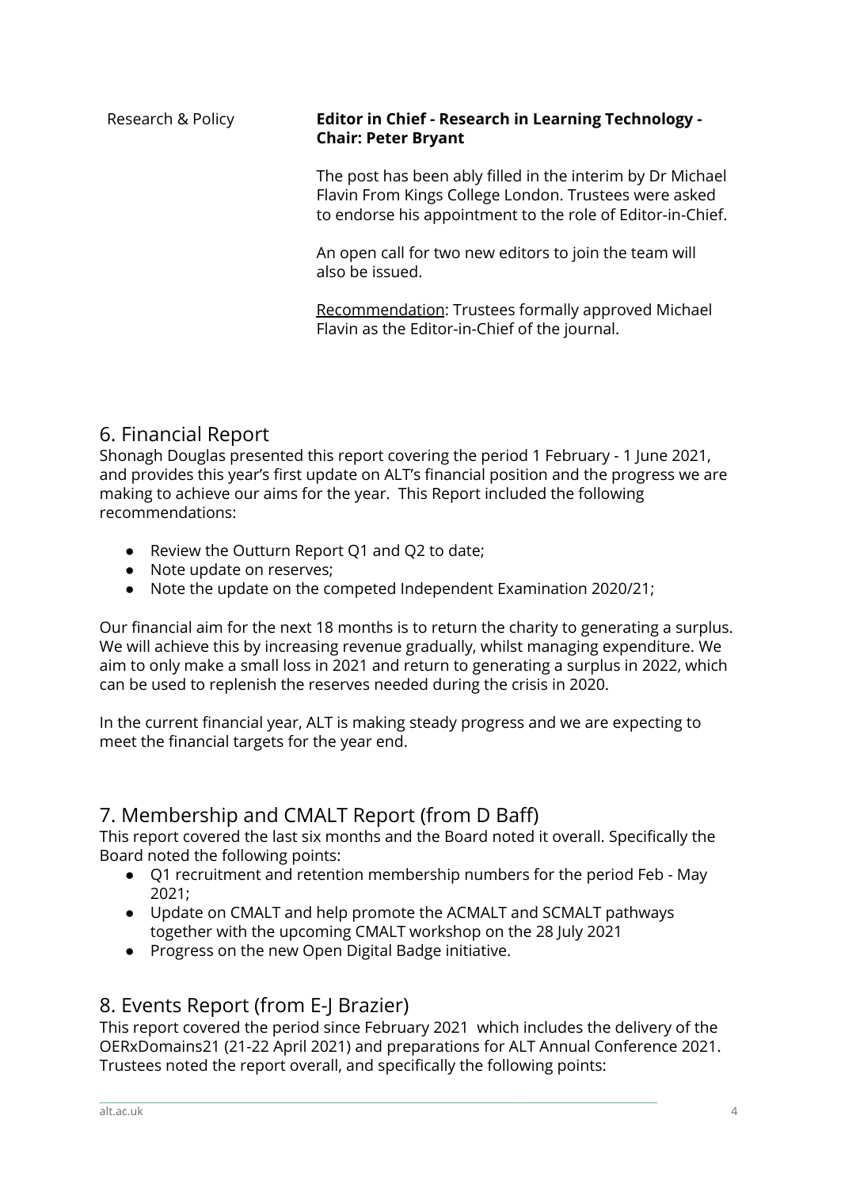| Research & Policy | **Editor in Chief - Research in Learning Technology - Chair: Peter Bryant**<br><br>The post has been ably filled in the interim by Dr Michael Flavin From Kings College London. Trustees were asked to endorse his appointment to the role of Editor-in-Chief.<br><br>An open call for two new editors to join the team will also be issued.<br><br>Recommendation: Trustees formally approved Michael Flavin as the Editor-in-Chief of the journal. |
| --- | --- |

## 6. Financial Report

Shonagh Douglas presented this report covering the period 1 February - 1 June 2021, and provides this year's first update on ALT's financial position and the progress we are making to achieve our aims for the year. This Report included the following recommendations:

- Review the Outturn Report Q1 and Q2 to date;
- Note update on reserves;
- Note the update on the competed Independent Examination 2020/21;

Our financial aim for the next 18 months is to return the charity to generating a surplus. We will achieve this by increasing revenue gradually, whilst managing expenditure. We aim to only make a small loss in 2021 and return to generating a surplus in 2022, which can be used to replenish the reserves needed during the crisis in 2020.

In the current financial year, ALT is making steady progress and we are expecting to meet the financial targets for the year end.

## 7. Membership and CMALT Report (from D Baff)

This report covered the last six months and the Board noted it overall. Specifically the Board noted the following points:

- Q1 recruitment and retention membership numbers for the period Feb - May 2021;
- Update on CMALT and help promote the ACMALT and SCMALT pathways together with the upcoming CMALT workshop on the 28 July 2021
- Progress on the new Open Digital Badge initiative.

## 8. Events Report (from E-J Brazier)

This report covered the period since February 2021 which includes the delivery of the OERxDomains21 (21-22 April 2021) and preparations for ALT Annual Conference 2021. Trustees noted the report overall, and specifically the following points: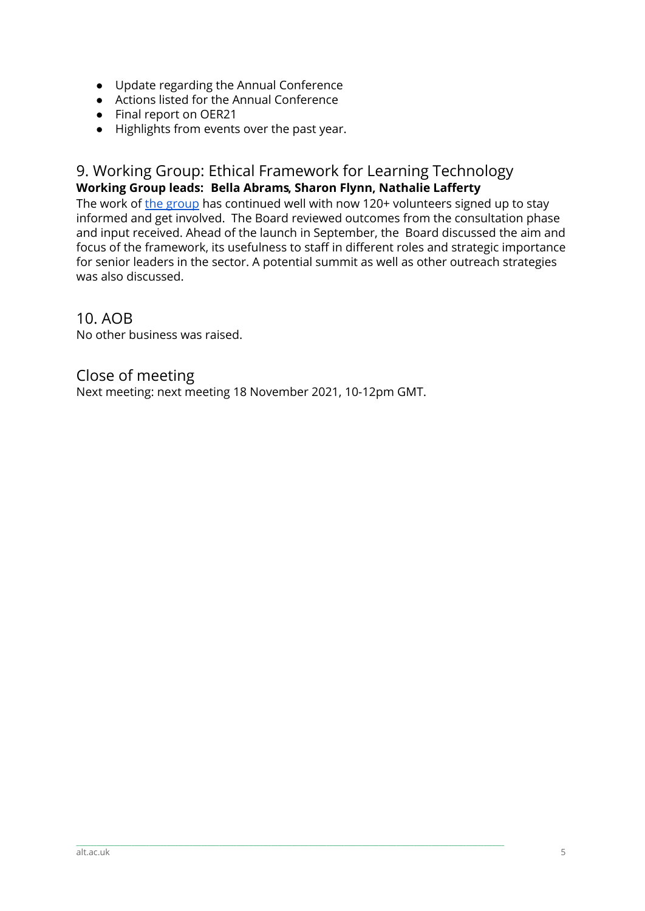- Update regarding the Annual Conference
- Actions listed for the Annual Conference
- Final report on OER21
- Highlights from events over the past year.

## 9. Working Group: Ethical Framework for Learning Technology

**Working Group leads: Bella Abrams, Sharon Flynn, Nathalie Lafferty**

The work of the group has continued well with now 120+ volunteers signed up to stay informed and get involved. The Board reviewed outcomes from the consultation phase and input received. Ahead of the launch in September, the Board discussed the aim and focus of the framework, its usefulness to staff in different roles and strategic importance for senior leaders in the sector. A potential summit as well as other outreach strategies was also discussed.

## 10. AOB

No other business was raised.

## Close of meeting

Next meeting: next meeting 18 November 2021, 10-12pm GMT.